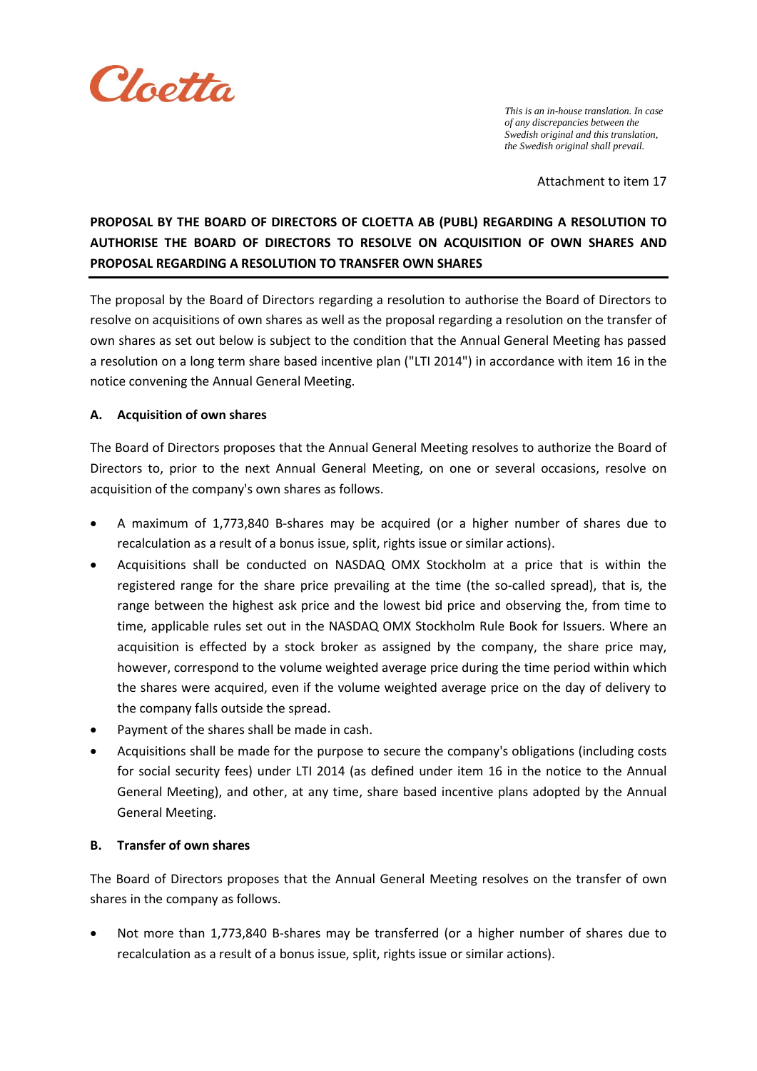Cloetta

*This is an in-house translation. In case of any discrepancies between the Swedish original and this translation, the Swedish original shall prevail.*

Attachment to item 17

**PROPOSAL BY THE BOARD OF DIRECTORS OF CLOETTA AB (PUBL) REGARDING A RESOLUTION TO AUTHORISE THE BOARD OF DIRECTORS TO RESOLVE ON ACQUISITION OF OWN SHARES AND PROPOSAL REGARDING A RESOLUTION TO TRANSFER OWN SHARES**

The proposal by the Board of Directors regarding a resolution to authorise the Board of Directors to resolve on acquisitions of own shares as well as the proposal regarding a resolution on the transfer of own shares as set out below is subject to the condition that the Annual General Meeting has passed a resolution on a long term share based incentive plan ("LTI 2014") in accordance with item 16 in the notice convening the Annual General Meeting.

**A. Acquisition of own shares**

The Board of Directors proposes that the Annual General Meeting resolves to authorize the Board of Directors to, prior to the next Annual General Meeting, on one or several occasions, resolve on acquisition of the company's own shares as follows.

- A maximum of 1,773,840 B-shares may be acquired (or a higher number of shares due to recalculation as a result of a bonus issue, split, rights issue or similar actions).
- Acquisitions shall be conducted on NASDAQ OMX Stockholm at a price that is within the registered range for the share price prevailing at the time (the so-called spread), that is, the range between the highest ask price and the lowest bid price and observing the, from time to time, applicable rules set out in the NASDAQ OMX Stockholm Rule Book for Issuers. Where an acquisition is effected by a stock broker as assigned by the company, the share price may, however, correspond to the volume weighted average price during the time period within which the shares were acquired, even if the volume weighted average price on the day of delivery to the company falls outside the spread.
- Payment of the shares shall be made in cash.
- Acquisitions shall be made for the purpose to secure the company's obligations (including costs for social security fees) under LTI 2014 (as defined under item 16 in the notice to the Annual General Meeting), and other, at any time, share based incentive plans adopted by the Annual General Meeting.

**B. Transfer of own shares**

The Board of Directors proposes that the Annual General Meeting resolves on the transfer of own shares in the company as follows.

- Not more than 1,773,840 B-shares may be transferred (or a higher number of shares due to recalculation as a result of a bonus issue, split, rights issue or similar actions).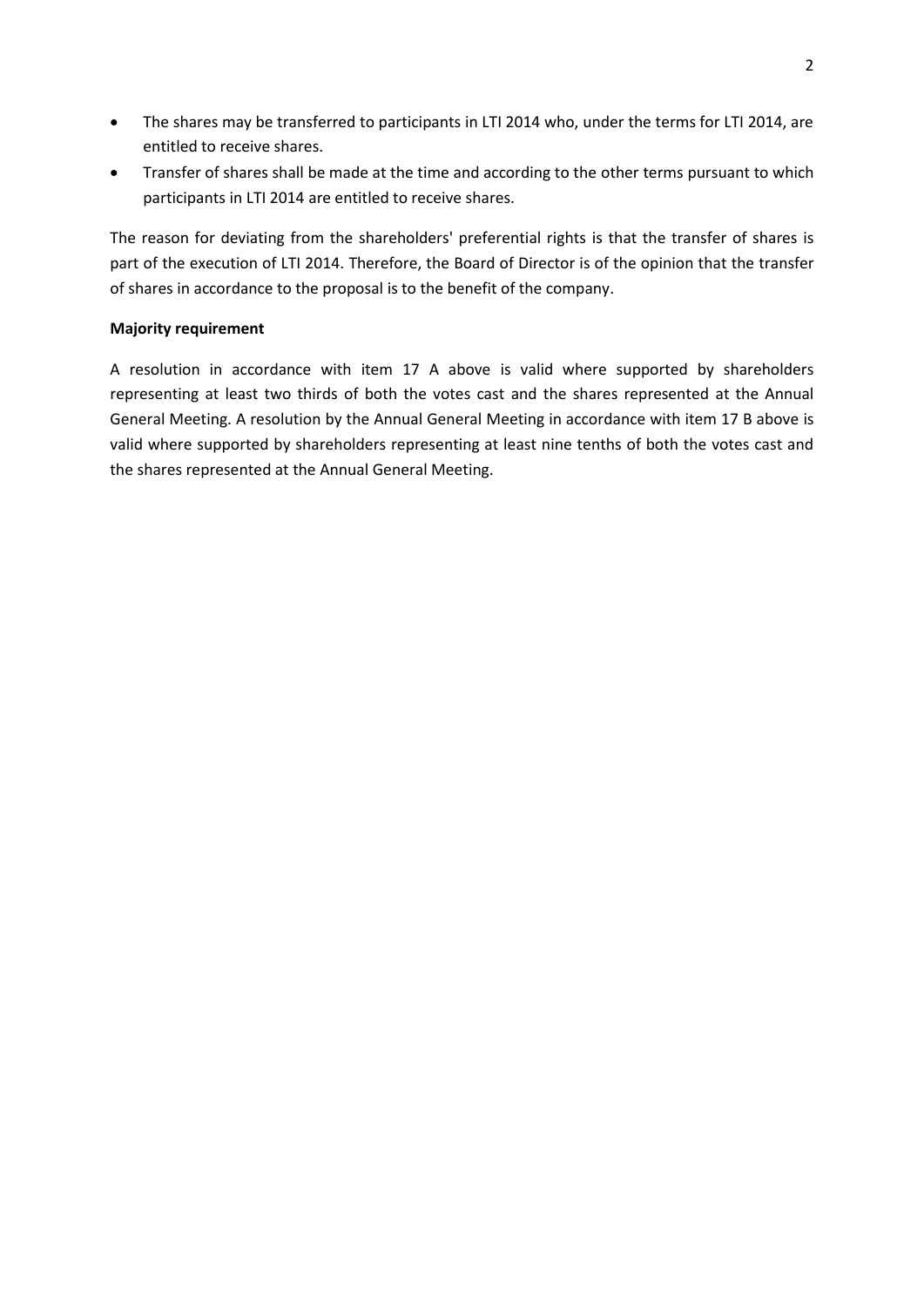- The shares may be transferred to participants in LTI 2014 who, under the terms for LTI 2014, are entitled to receive shares.
- Transfer of shares shall be made at the time and according to the other terms pursuant to which participants in LTI 2014 are entitled to receive shares.

The reason for deviating from the shareholders' preferential rights is that the transfer of shares is part of the execution of LTI 2014. Therefore, the Board of Director is of the opinion that the transfer of shares in accordance to the proposal is to the benefit of the company.

**Majority requirement**

A resolution in accordance with item 17 A above is valid where supported by shareholders representing at least two thirds of both the votes cast and the shares represented at the Annual General Meeting. A resolution by the Annual General Meeting in accordance with item 17 B above is valid where supported by shareholders representing at least nine tenths of both the votes cast and the shares represented at the Annual General Meeting.